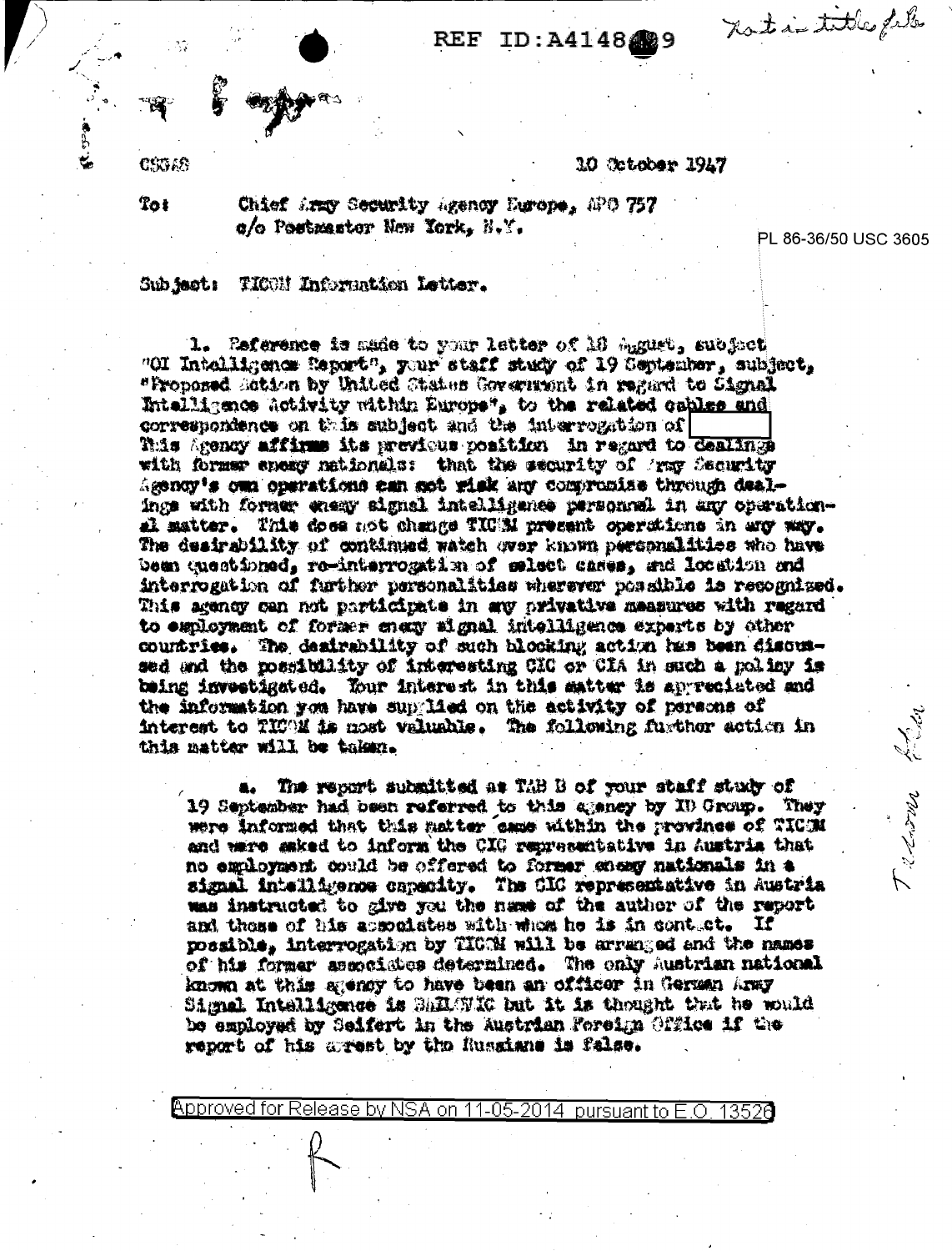REF ID:A4148_9

Not in title file

CSGAS

10 October 1947

To: Chief Army Security Agency Europe, APO 757
c/o Postmaster New York, N.Y.

PL 86-36/50 USC 3605

Subject: TICOM Information Letter.

1. Reference is made to your letter of 18 August, subject "OI Intelligence Report", your staff study of 19 September, subject, "Proposed Action by United States Government in regard to Signal Intelligence Activity within Europe", to the related cables and correspondence on this subject and the interrogation of [redacted] This Agency affirms its previous position in regard to dealings with former enemy nationals: that the security of Army Security Agency's own operations can not risk any compromise through dealings with former enemy signal intelligence personnel in any operational matter. This does not change TICOM present operations in any way. The desirability of continued watch over known personalities who have been questioned, re-interrogation of select cases, and location and interrogation of further personalities wherever possible is recognized. This agency can not participate in any privative measures with regard to employment of former enemy signal intelligence experts by other countries. The desirability of such blocking action has been discussed and the possibility of interesting CIC or CIA in such a policy is being investigated. Your interest in this matter is appreciated and the information you have supplied on the activity of persons of interest to TICOM is most valuable. The following further action in this matter will be taken.

a. The report submitted as TAB B of your staff study of 19 September had been referred to this agency by ID Group. They were informed that this matter came within the province of TICOM and were asked to inform the CIC representative in Austria that no employment could be offered to former enemy nationals in a signal intelligence capacity. The CIC representative in Austria was instructed to give you the name of the author of the report and those of his associates with whom he is in contact. If possible, interrogation by TICOM will be arranged and the names of his former associates determined. The only Austrian national known at this agency to have been an officer in German Army Signal Intelligence is BAILOVIC but it is thought that he would be employed by Seifert in the Austrian Foreign Office if the report of his arrest by the Russians is false.

Approved for Release by NSA on 11-05-2014 pursuant to E.O. 13526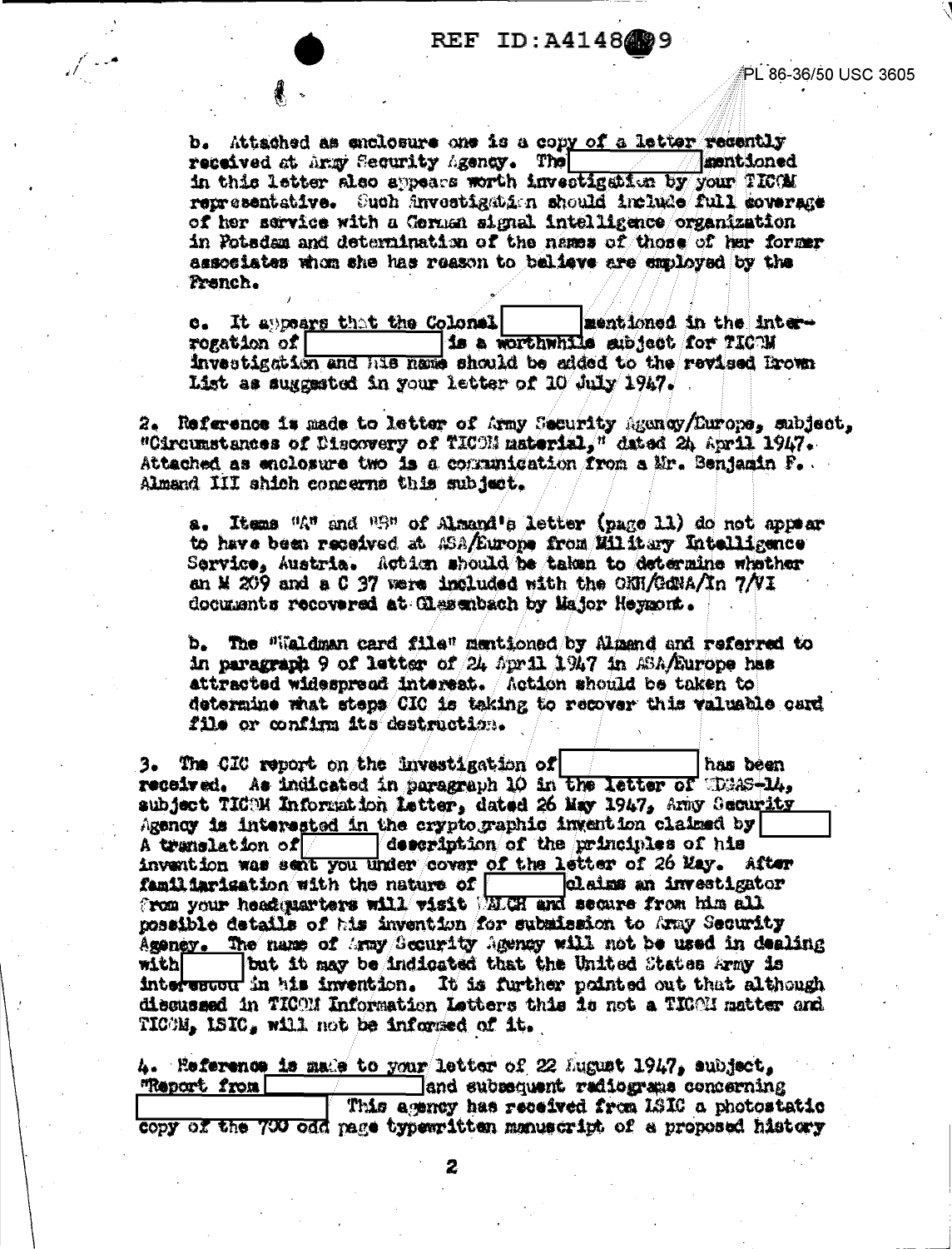REF ID:A4148?9

PL 86-36/50 USC 3605

b. Attached as enclosure one is a copy of a letter recently received at Army Security Agency. The [ ] mentioned in this letter also appears worth investigation by your TICOM representative. Such investigation should include full coverage of her service with a German signal intelligence organization in Potsdam and determination of the names of those of her former associates whom she has reason to believe are employed by the French.

c. It appears that the Colonel [ ] mentioned in the interrogation of [ ] is a worthwhile subject for TICOM investigation and his name should be added to the revised Brown List as suggested in your letter of 10 July 1947.

2. Reference is made to letter of Army Security Agency/Europe, subject, "Circumstances of Discovery of TICOM material," dated 24 April 1947. Attached as enclosure two is a communication from a Mr. Benjamin F. Almand III which concerns this subject.

a. Items "A" and "B" of Almand's letter (page 11) do not appear to have been received at ASA/Europe from Military Intelligence Service, Austria. Action should be taken to determine whether an M 209 and a C 37 were included with the OKH/GdNA/In 7/VI documents recovered at Glasenbach by Major Heymont.

b. The "Waldman card file" mentioned by Almand and referred to in paragraph 9 of letter of 24 April 1947 in ASA/Europe has attracted widespread interest. Action should be taken to determine what steps CIC is taking to recover this valuable card file or confirm its destruction.

3. The CIC report on the investigation of [ ] has been received. As indicated in paragraph 10 in the letter of WDGAS-14, subject TICOM Information Letter, dated 26 May 1947, Army Security Agency is interested in the cryptographic invention claimed by [ ]. A translation of [ ] description of the principles of his invention was sent you under cover of the letter of 26 May. After familiarization with the nature of [ ] claims an investigator from your headquarters will visit WALCH and secure from him all possible details of his invention for submission to Army Security Agency. The name of Army Security Agency will not be used in dealing with [ ] but it may be indicated that the United States Army is interested in his invention. It is further pointed out that although discussed in TICOM Information Letters this is not a TICOM matter and TICOM, LSIC, will not be informed of it.

4. Reference is made to your letter of 22 August 1947, subject, "Report from [ ] and subsequent radiograms concerning [ ]. This agency has received from LSIC a photostatic copy of the 700 odd page typewritten manuscript of a proposed history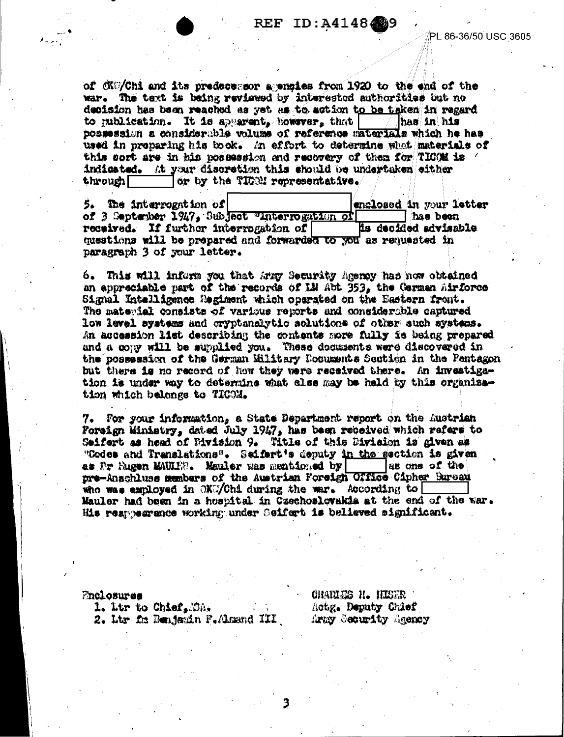REF ID:A414809

PL 86-36/50 USC 3605

of OKW/Chi and its predecessor agencies from 1920 to the end of the war. The text is being reviewed by interested authorities but no decision has been reached as yet as to action to be taken in regard to publication. It is apparent, however, that [ ] has in his possession a considerable volume of reference materials which he has used in preparing his book. An effort to determine what materials of this sort are in his possession and recovery of them for TICOM is indicated. At your discretion this should be undertaken either through [ ] or by the TICOM representative.

5. The interrogation of [ ] enclosed in your letter of 3 September 1947, Subject "Interrogation of [ ] has been received. If further interrogation of [ ] is decided advisable questions will be prepared and forwarded to you as requested in paragraph 3 of your letter.

6. This will inform you that Army Security Agency has now obtained an appreciable part of the records of LN Abt 353, the German Airforce Signal Intelligence Regiment which operated on the Eastern front. The material consists of various reports and considerable captured low level systems and cryptanalytic solutions of other such systems. An accession list describing the contents more fully is being prepared and a copy will be supplied you. These documents were discovered in the possession of the German Military Documents Section in the Pentagon but there is no record of how they were received there. An investigation is under way to determine what else may be held by this organisation which belongs to TICOM.

7. For your information, a State Department report on the Austrian Foreign Ministry, dated July 1947, has been received which refers to Seifert as head of Division 9. Title of this Division is given as "Codes and Translations". Seifert's deputy in the section is given as Dr Eugen MAULER. Mauler was mentioned by [ ] as one of the pre-Anschluss members of the Austrian Foreign Office Cipher Bureau who was employed in OKW/Chi during the war. According to [ ] Mauler had been in a hospital in Czechoslovakia at the end of the war. His reappearance working under Seifert is believed significant.

Enclosures
1. Ltr to Chief, ASA.
2. Ltr fm Benjamin F. Almand III

CHARLES H. HISER
Actg. Deputy Chief
Army Security Agency